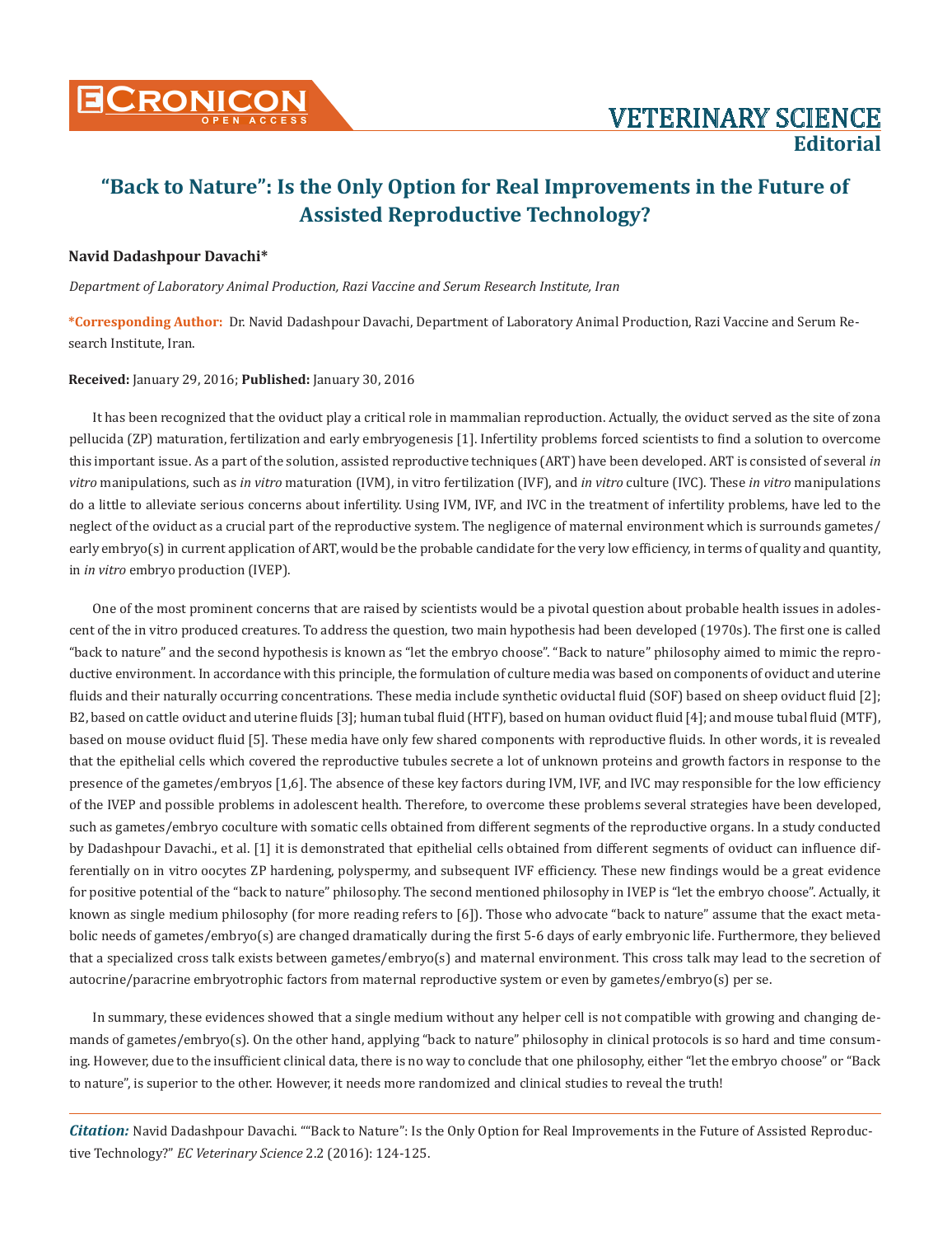# "Back to Nature": Is the Only Option for Real Improvements in the Future of Assisted Reproductive Technology?

**Navid Dadashpour Davachi***

*Department of Laboratory Animal Production, Razi Vaccine and Serum Research Institute, Iran*

**\*Corresponding Author:** Dr. Navid Dadashpour Davachi, Department of Laboratory Animal Production, Razi Vaccine and Serum Research Institute, Iran.

**Received:** January 29, 2016; **Published:** January 30, 2016

It has been recognized that the oviduct play a critical role in mammalian reproduction. Actually, the oviduct served as the site of zona pellucida (ZP) maturation, fertilization and early embryogenesis [1]. Infertility problems forced scientists to find a solution to overcome this important issue. As a part of the solution, assisted reproductive techniques (ART) have been developed. ART is consisted of several *in vitro* manipulations, such as *in vitro* maturation (IVM), in vitro fertilization (IVF), and *in vitro* culture (IVC). These *in vitro* manipulations do a little to alleviate serious concerns about infertility. Using IVM, IVF, and IVC in the treatment of infertility problems, have led to the neglect of the oviduct as a crucial part of the reproductive system. The negligence of maternal environment which is surrounds gametes/early embryo(s) in current application of ART, would be the probable candidate for the very low efficiency, in terms of quality and quantity, in *in vitro* embryo production (IVEP).

One of the most prominent concerns that are raised by scientists would be a pivotal question about probable health issues in adolescent of the in vitro produced creatures. To address the question, two main hypothesis had been developed (1970s). The first one is called "back to nature" and the second hypothesis is known as "let the embryo choose". "Back to nature" philosophy aimed to mimic the reproductive environment. In accordance with this principle, the formulation of culture media was based on components of oviduct and uterine fluids and their naturally occurring concentrations. These media include synthetic oviductal fluid (SOF) based on sheep oviduct fluid [2]; B2, based on cattle oviduct and uterine fluids [3]; human tubal fluid (HTF), based on human oviduct fluid [4]; and mouse tubal fluid (MTF), based on mouse oviduct fluid [5]. These media have only few shared components with reproductive fluids. In other words, it is revealed that the epithelial cells which covered the reproductive tubules secrete a lot of unknown proteins and growth factors in response to the presence of the gametes/embryos [1,6]. The absence of these key factors during IVM, IVF, and IVC may responsible for the low efficiency of the IVEP and possible problems in adolescent health. Therefore, to overcome these problems several strategies have been developed, such as gametes/embryo coculture with somatic cells obtained from different segments of the reproductive organs. In a study conducted by Dadashpour Davachi., et al. [1] it is demonstrated that epithelial cells obtained from different segments of oviduct can influence differentially on in vitro oocytes ZP hardening, polyspermy, and subsequent IVF efficiency. These new findings would be a great evidence for positive potential of the "back to nature" philosophy. The second mentioned philosophy in IVEP is "let the embryo choose". Actually, it known as single medium philosophy (for more reading refers to [6]). Those who advocate "back to nature" assume that the exact metabolic needs of gametes/embryo(s) are changed dramatically during the first 5-6 days of early embryonic life. Furthermore, they believed that a specialized cross talk exists between gametes/embryo(s) and maternal environment. This cross talk may lead to the secretion of autocrine/paracrine embryotrophic factors from maternal reproductive system or even by gametes/embryo(s) per se.

In summary, these evidences showed that a single medium without any helper cell is not compatible with growing and changing demands of gametes/embryo(s). On the other hand, applying "back to nature" philosophy in clinical protocols is so hard and time consuming. However, due to the insufficient clinical data, there is no way to conclude that one philosophy, either "let the embryo choose" or "Back to nature", is superior to the other. However, it needs more randomized and clinical studies to reveal the truth!

***Citation:*** Navid Dadashpour Davachi. ""Back to Nature": Is the Only Option for Real Improvements in the Future of Assisted Reproductive Technology?" *EC Veterinary Science* 2.2 (2016): 124-125.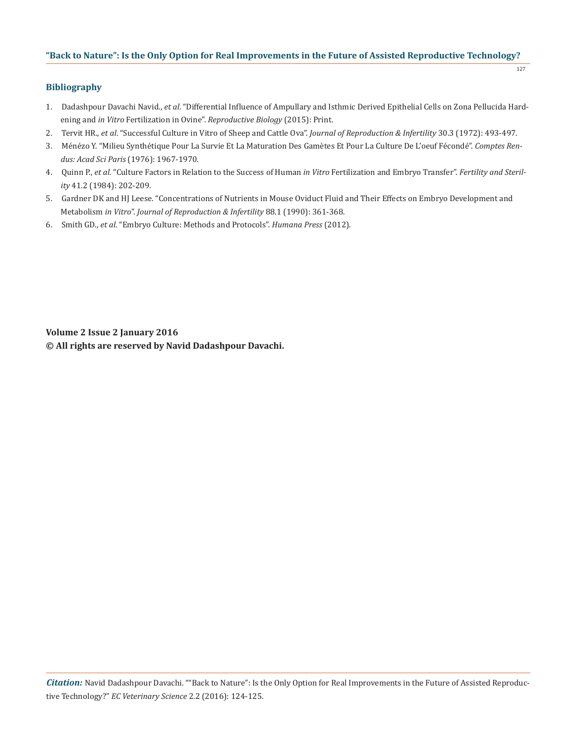## Bibliography

1. Dadashpour Davachi Navid., *et al*. "Differential Influence of Ampullary and Isthmic Derived Epithelial Cells on Zona Pellucida Hardening and *in Vitro* Fertilization in Ovine". *Reproductive Biology* (2015): Print.
2. Tervit HR., *et al*. "Successful Culture in Vitro of Sheep and Cattle Ova". *Journal of Reproduction & Infertility* 30.3 (1972): 493-497.
3. Ménézo Y. "Milieu Synthétique Pour La Survie Et La Maturation Des Gamètes Et Pour La Culture De L'oeuf Fécondé". *Comptes Rendus: Acad Sci Paris* (1976): 1967-1970.
4. Quinn P., *et al.* "Culture Factors in Relation to the Success of Human *in Vitro* Fertilization and Embryo Transfer". *Fertility and Sterility* 41.2 (1984): 202-209.
5. Gardner DK and HJ Leese. "Concentrations of Nutrients in Mouse Oviduct Fluid and Their Effects on Embryo Development and Metabolism *in Vitro*". *Journal of Reproduction & Infertility* 88.1 (1990): 361-368.
6. Smith GD., *et al*. "Embryo Culture: Methods and Protocols". *Humana Press* (2012).

**Volume 2 Issue 2 January 2016**
**© All rights are reserved by Navid Dadashpour Davachi.**